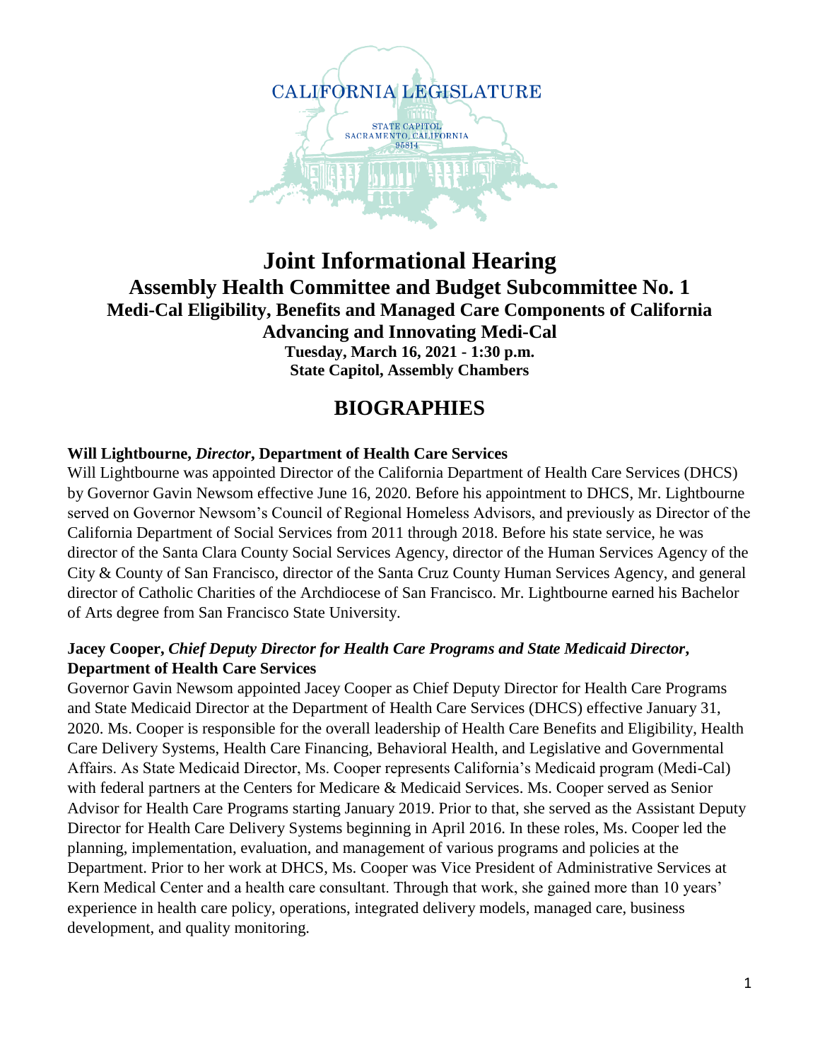CALIFORNIA LEGISLATURE

STATE CAPITOL
SACRAMENTO, CALIFORNIA
95814

# Joint Informational Hearing

## Assembly Health Committee and Budget Subcommittee No. 1

### Medi-Cal Eligibility, Benefits and Managed Care Components of California Advancing and Innovating Medi-Cal

**Tuesday, March 16, 2021 - 1:30 p.m.**
**State Capitol, Assembly Chambers**

# BIOGRAPHIES

**Will Lightbourne, *Director*, Department of Health Care Services**

Will Lightbourne was appointed Director of the California Department of Health Care Services (DHCS) by Governor Gavin Newsom effective June 16, 2020. Before his appointment to DHCS, Mr. Lightbourne served on Governor Newsom's Council of Regional Homeless Advisors, and previously as Director of the California Department of Social Services from 2011 through 2018. Before his state service, he was director of the Santa Clara County Social Services Agency, director of the Human Services Agency of the City & County of San Francisco, director of the Santa Cruz County Human Services Agency, and general director of Catholic Charities of the Archdiocese of San Francisco. Mr. Lightbourne earned his Bachelor of Arts degree from San Francisco State University.

**Jacey Cooper, *Chief Deputy Director for Health Care Programs and State Medicaid Director*, Department of Health Care Services**

Governor Gavin Newsom appointed Jacey Cooper as Chief Deputy Director for Health Care Programs and State Medicaid Director at the Department of Health Care Services (DHCS) effective January 31, 2020. Ms. Cooper is responsible for the overall leadership of Health Care Benefits and Eligibility, Health Care Delivery Systems, Health Care Financing, Behavioral Health, and Legislative and Governmental Affairs. As State Medicaid Director, Ms. Cooper represents California's Medicaid program (Medi-Cal) with federal partners at the Centers for Medicare & Medicaid Services. Ms. Cooper served as Senior Advisor for Health Care Programs starting January 2019. Prior to that, she served as the Assistant Deputy Director for Health Care Delivery Systems beginning in April 2016. In these roles, Ms. Cooper led the planning, implementation, evaluation, and management of various programs and policies at the Department. Prior to her work at DHCS, Ms. Cooper was Vice President of Administrative Services at Kern Medical Center and a health care consultant. Through that work, she gained more than 10 years' experience in health care policy, operations, integrated delivery models, managed care, business development, and quality monitoring.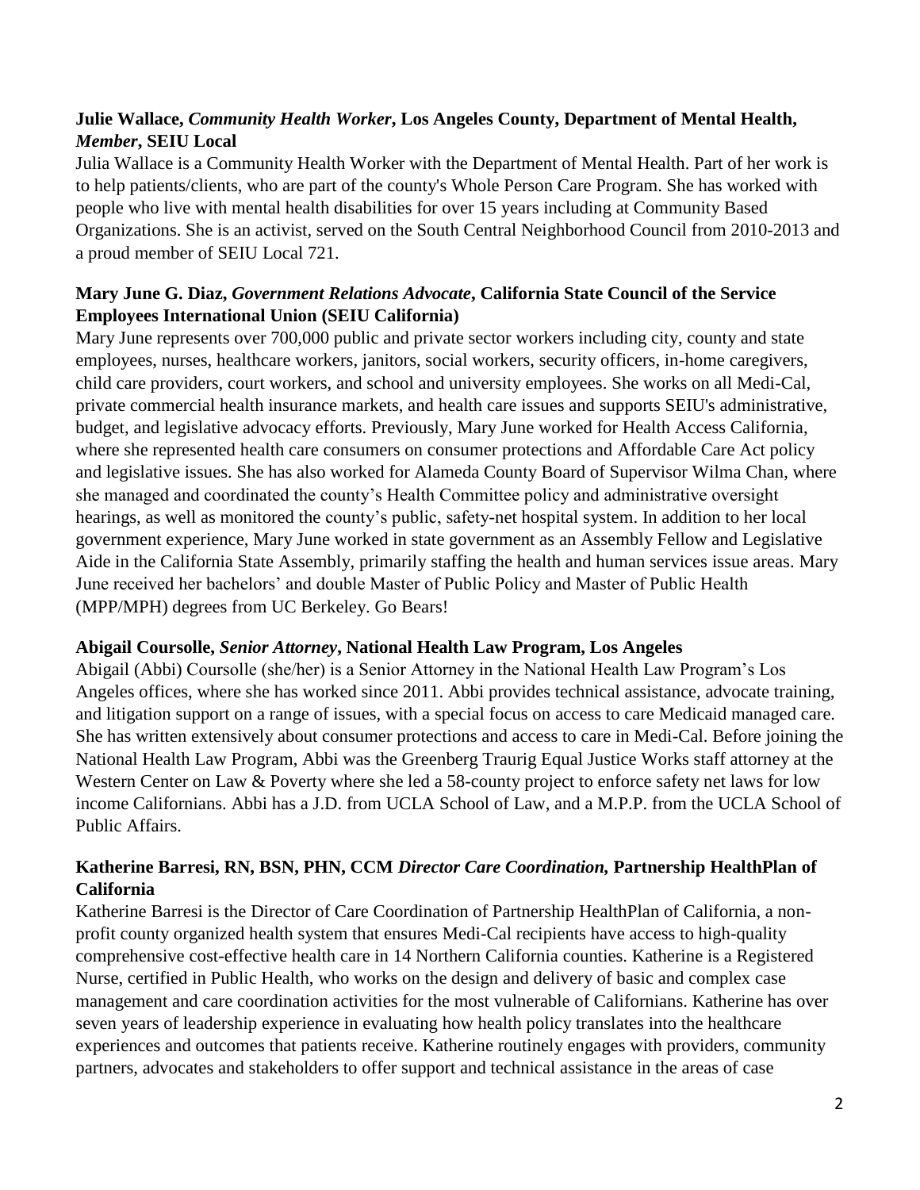**Julie Wallace, *Community Health Worker*, Los Angeles County, Department of Mental Health, *Member*, SEIU Local**

Julia Wallace is a Community Health Worker with the Department of Mental Health. Part of her work is to help patients/clients, who are part of the county's Whole Person Care Program. She has worked with people who live with mental health disabilities for over 15 years including at Community Based Organizations. She is an activist, served on the South Central Neighborhood Council from 2010-2013 and a proud member of SEIU Local 721.

**Mary June G. Diaz, *Government Relations Advocate*, California State Council of the Service Employees International Union (SEIU California)**

Mary June represents over 700,000 public and private sector workers including city, county and state employees, nurses, healthcare workers, janitors, social workers, security officers, in-home caregivers, child care providers, court workers, and school and university employees. She works on all Medi-Cal, private commercial health insurance markets, and health care issues and supports SEIU's administrative, budget, and legislative advocacy efforts. Previously, Mary June worked for Health Access California, where she represented health care consumers on consumer protections and Affordable Care Act policy and legislative issues. She has also worked for Alameda County Board of Supervisor Wilma Chan, where she managed and coordinated the county's Health Committee policy and administrative oversight hearings, as well as monitored the county's public, safety-net hospital system. In addition to her local government experience, Mary June worked in state government as an Assembly Fellow and Legislative Aide in the California State Assembly, primarily staffing the health and human services issue areas. Mary June received her bachelors' and double Master of Public Policy and Master of Public Health (MPP/MPH) degrees from UC Berkeley. Go Bears!

**Abigail Coursolle, *Senior Attorney*, National Health Law Program, Los Angeles**

Abigail (Abbi) Coursolle (she/her) is a Senior Attorney in the National Health Law Program's Los Angeles offices, where she has worked since 2011. Abbi provides technical assistance, advocate training, and litigation support on a range of issues, with a special focus on access to care Medicaid managed care. She has written extensively about consumer protections and access to care in Medi-Cal. Before joining the National Health Law Program, Abbi was the Greenberg Traurig Equal Justice Works staff attorney at the Western Center on Law & Poverty where she led a 58-county project to enforce safety net laws for low income Californians. Abbi has a J.D. from UCLA School of Law, and a M.P.P. from the UCLA School of Public Affairs.

**Katherine Barresi, RN, BSN, PHN, CCM *Director Care Coordination,* Partnership HealthPlan of California**

Katherine Barresi is the Director of Care Coordination of Partnership HealthPlan of California, a non-profit county organized health system that ensures Medi-Cal recipients have access to high-quality comprehensive cost-effective health care in 14 Northern California counties. Katherine is a Registered Nurse, certified in Public Health, who works on the design and delivery of basic and complex case management and care coordination activities for the most vulnerable of Californians. Katherine has over seven years of leadership experience in evaluating how health policy translates into the healthcare experiences and outcomes that patients receive. Katherine routinely engages with providers, community partners, advocates and stakeholders to offer support and technical assistance in the areas of case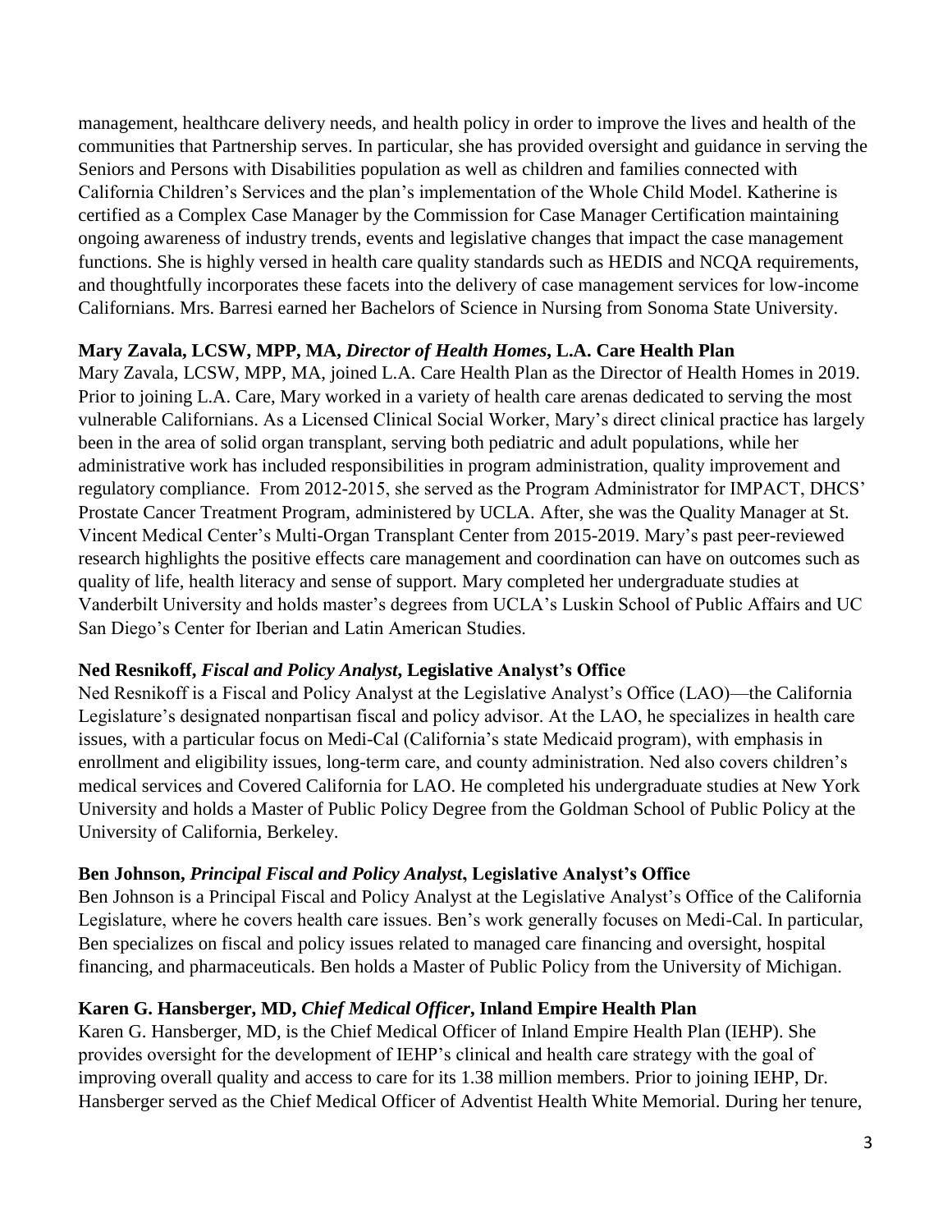management, healthcare delivery needs, and health policy in order to improve the lives and health of the communities that Partnership serves. In particular, she has provided oversight and guidance in serving the Seniors and Persons with Disabilities population as well as children and families connected with California Children's Services and the plan's implementation of the Whole Child Model. Katherine is certified as a Complex Case Manager by the Commission for Case Manager Certification maintaining ongoing awareness of industry trends, events and legislative changes that impact the case management functions. She is highly versed in health care quality standards such as HEDIS and NCQA requirements, and thoughtfully incorporates these facets into the delivery of case management services for low-income Californians. Mrs. Barresi earned her Bachelors of Science in Nursing from Sonoma State University.

**Mary Zavala, LCSW, MPP, MA,** ***Director of Health Homes*****, L.A. Care Health Plan**

Mary Zavala, LCSW, MPP, MA, joined L.A. Care Health Plan as the Director of Health Homes in 2019. Prior to joining L.A. Care, Mary worked in a variety of health care arenas dedicated to serving the most vulnerable Californians. As a Licensed Clinical Social Worker, Mary's direct clinical practice has largely been in the area of solid organ transplant, serving both pediatric and adult populations, while her administrative work has included responsibilities in program administration, quality improvement and regulatory compliance. From 2012-2015, she served as the Program Administrator for IMPACT, DHCS' Prostate Cancer Treatment Program, administered by UCLA. After, she was the Quality Manager at St. Vincent Medical Center's Multi-Organ Transplant Center from 2015-2019. Mary's past peer-reviewed research highlights the positive effects care management and coordination can have on outcomes such as quality of life, health literacy and sense of support. Mary completed her undergraduate studies at Vanderbilt University and holds master's degrees from UCLA's Luskin School of Public Affairs and UC San Diego's Center for Iberian and Latin American Studies.

**Ned Resnikoff,** ***Fiscal and Policy Analyst*****, Legislative Analyst's Office**

Ned Resnikoff is a Fiscal and Policy Analyst at the Legislative Analyst's Office (LAO)—the California Legislature's designated nonpartisan fiscal and policy advisor. At the LAO, he specializes in health care issues, with a particular focus on Medi-Cal (California's state Medicaid program), with emphasis in enrollment and eligibility issues, long-term care, and county administration. Ned also covers children's medical services and Covered California for LAO. He completed his undergraduate studies at New York University and holds a Master of Public Policy Degree from the Goldman School of Public Policy at the University of California, Berkeley.

**Ben Johnson,** ***Principal Fiscal and Policy Analyst*****, Legislative Analyst's Office**

Ben Johnson is a Principal Fiscal and Policy Analyst at the Legislative Analyst's Office of the California Legislature, where he covers health care issues. Ben's work generally focuses on Medi-Cal. In particular, Ben specializes on fiscal and policy issues related to managed care financing and oversight, hospital financing, and pharmaceuticals. Ben holds a Master of Public Policy from the University of Michigan.

**Karen G. Hansberger, MD,** ***Chief Medical Officer*****, Inland Empire Health Plan**

Karen G. Hansberger, MD, is the Chief Medical Officer of Inland Empire Health Plan (IEHP). She provides oversight for the development of IEHP's clinical and health care strategy with the goal of improving overall quality and access to care for its 1.38 million members. Prior to joining IEHP, Dr. Hansberger served as the Chief Medical Officer of Adventist Health White Memorial. During her tenure,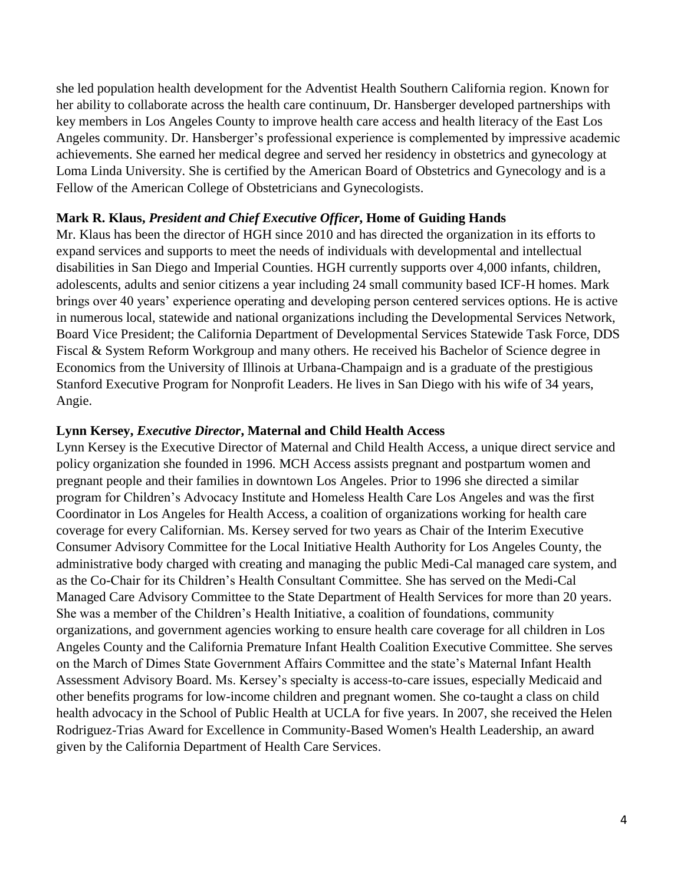she led population health development for the Adventist Health Southern California region. Known for her ability to collaborate across the health care continuum, Dr. Hansberger developed partnerships with key members in Los Angeles County to improve health care access and health literacy of the East Los Angeles community. Dr. Hansberger's professional experience is complemented by impressive academic achievements. She earned her medical degree and served her residency in obstetrics and gynecology at Loma Linda University. She is certified by the American Board of Obstetrics and Gynecology and is a Fellow of the American College of Obstetricians and Gynecologists.

**Mark R. Klaus,** ***President and Chief Executive Officer*****, Home of Guiding Hands**

Mr. Klaus has been the director of HGH since 2010 and has directed the organization in its efforts to expand services and supports to meet the needs of individuals with developmental and intellectual disabilities in San Diego and Imperial Counties. HGH currently supports over 4,000 infants, children, adolescents, adults and senior citizens a year including 24 small community based ICF-H homes. Mark brings over 40 years' experience operating and developing person centered services options. He is active in numerous local, statewide and national organizations including the Developmental Services Network, Board Vice President; the California Department of Developmental Services Statewide Task Force, DDS Fiscal & System Reform Workgroup and many others. He received his Bachelor of Science degree in Economics from the University of Illinois at Urbana-Champaign and is a graduate of the prestigious Stanford Executive Program for Nonprofit Leaders. He lives in San Diego with his wife of 34 years, Angie.

**Lynn Kersey,** ***Executive Director*****, Maternal and Child Health Access**

Lynn Kersey is the Executive Director of Maternal and Child Health Access, a unique direct service and policy organization she founded in 1996. MCH Access assists pregnant and postpartum women and pregnant people and their families in downtown Los Angeles. Prior to 1996 she directed a similar program for Children's Advocacy Institute and Homeless Health Care Los Angeles and was the first Coordinator in Los Angeles for Health Access, a coalition of organizations working for health care coverage for every Californian. Ms. Kersey served for two years as Chair of the Interim Executive Consumer Advisory Committee for the Local Initiative Health Authority for Los Angeles County, the administrative body charged with creating and managing the public Medi-Cal managed care system, and as the Co-Chair for its Children's Health Consultant Committee. She has served on the Medi-Cal Managed Care Advisory Committee to the State Department of Health Services for more than 20 years. She was a member of the Children's Health Initiative, a coalition of foundations, community organizations, and government agencies working to ensure health care coverage for all children in Los Angeles County and the California Premature Infant Health Coalition Executive Committee. She serves on the March of Dimes State Government Affairs Committee and the state's Maternal Infant Health Assessment Advisory Board. Ms. Kersey's specialty is access-to-care issues, especially Medicaid and other benefits programs for low-income children and pregnant women. She co-taught a class on child health advocacy in the School of Public Health at UCLA for five years. In 2007, she received the Helen Rodriguez-Trias Award for Excellence in Community-Based Women's Health Leadership, an award given by the California Department of Health Care Services.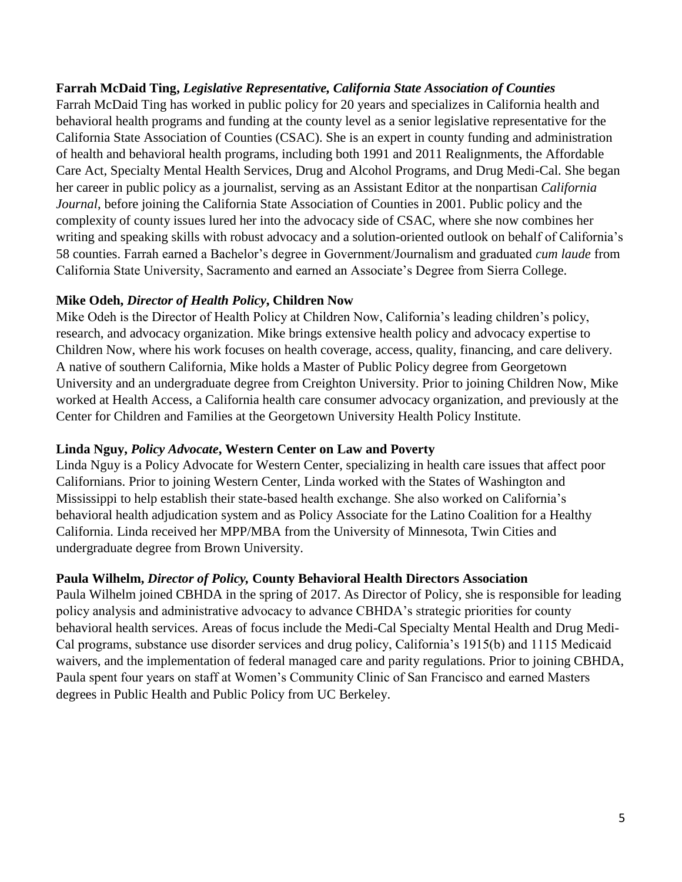**Farrah McDaid Ting,** ***Legislative Representative, California State Association of Counties***

Farrah McDaid Ting has worked in public policy for 20 years and specializes in California health and behavioral health programs and funding at the county level as a senior legislative representative for the California State Association of Counties (CSAC). She is an expert in county funding and administration of health and behavioral health programs, including both 1991 and 2011 Realignments, the Affordable Care Act, Specialty Mental Health Services, Drug and Alcohol Programs, and Drug Medi-Cal. She began her career in public policy as a journalist, serving as an Assistant Editor at the nonpartisan *California Journal*, before joining the California State Association of Counties in 2001. Public policy and the complexity of county issues lured her into the advocacy side of CSAC, where she now combines her writing and speaking skills with robust advocacy and a solution-oriented outlook on behalf of California's 58 counties. Farrah earned a Bachelor's degree in Government/Journalism and graduated *cum laude* from California State University, Sacramento and earned an Associate's Degree from Sierra College.

**Mike Odeh,** ***Director of Health Policy*****, Children Now**

Mike Odeh is the Director of Health Policy at Children Now, California's leading children's policy, research, and advocacy organization. Mike brings extensive health policy and advocacy expertise to Children Now, where his work focuses on health coverage, access, quality, financing, and care delivery. A native of southern California, Mike holds a Master of Public Policy degree from Georgetown University and an undergraduate degree from Creighton University. Prior to joining Children Now, Mike worked at Health Access, a California health care consumer advocacy organization, and previously at the Center for Children and Families at the Georgetown University Health Policy Institute.

**Linda Nguy,** ***Policy Advocate*****, Western Center on Law and Poverty**

Linda Nguy is a Policy Advocate for Western Center, specializing in health care issues that affect poor Californians. Prior to joining Western Center, Linda worked with the States of Washington and Mississippi to help establish their state-based health exchange. She also worked on California's behavioral health adjudication system and as Policy Associate for the Latino Coalition for a Healthy California. Linda received her MPP/MBA from the University of Minnesota, Twin Cities and undergraduate degree from Brown University.

**Paula Wilhelm,** ***Director of Policy,*** **County Behavioral Health Directors Association**

Paula Wilhelm joined CBHDA in the spring of 2017. As Director of Policy, she is responsible for leading policy analysis and administrative advocacy to advance CBHDA's strategic priorities for county behavioral health services. Areas of focus include the Medi-Cal Specialty Mental Health and Drug Medi-Cal programs, substance use disorder services and drug policy, California's 1915(b) and 1115 Medicaid waivers, and the implementation of federal managed care and parity regulations. Prior to joining CBHDA, Paula spent four years on staff at Women's Community Clinic of San Francisco and earned Masters degrees in Public Health and Public Policy from UC Berkeley.